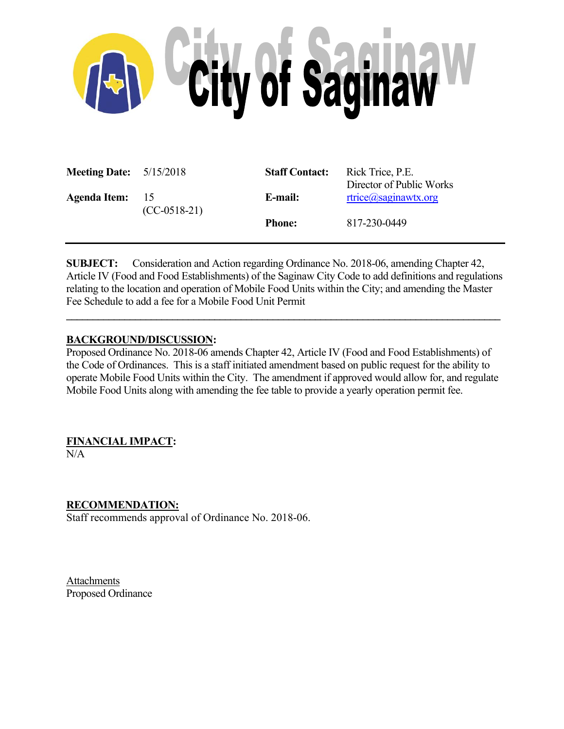# City of Saginaw

| | | | |
|---|---|---|---|
| **Meeting Date:** | 5/15/2018 | **Staff Contact:** | Rick Trice, P.E.<br>Director of Public Works |
| **Agenda Item:** | 15<br>(CC-0518-21) | **E-mail:** | rtrice@saginawtx.org |
| | | **Phone:** | 817-230-0449 |

---

**SUBJECT:** Consideration and Action regarding Ordinance No. 2018-06, amending Chapter 42, Article IV (Food and Food Establishments) of the Saginaw City Code to add definitions and regulations relating to the location and operation of Mobile Food Units within the City; and amending the Master Fee Schedule to add a fee for a Mobile Food Unit Permit

---

**BACKGROUND/DISCUSSION:**

Proposed Ordinance No. 2018-06 amends Chapter 42, Article IV (Food and Food Establishments) of the Code of Ordinances. This is a staff initiated amendment based on public request for the ability to operate Mobile Food Units within the City. The amendment if approved would allow for, and regulate Mobile Food Units along with amending the fee table to provide a yearly operation permit fee.

**FINANCIAL IMPACT:**

N/A

**RECOMMENDATION:**

Staff recommends approval of Ordinance No. 2018-06.

Attachments

Proposed Ordinance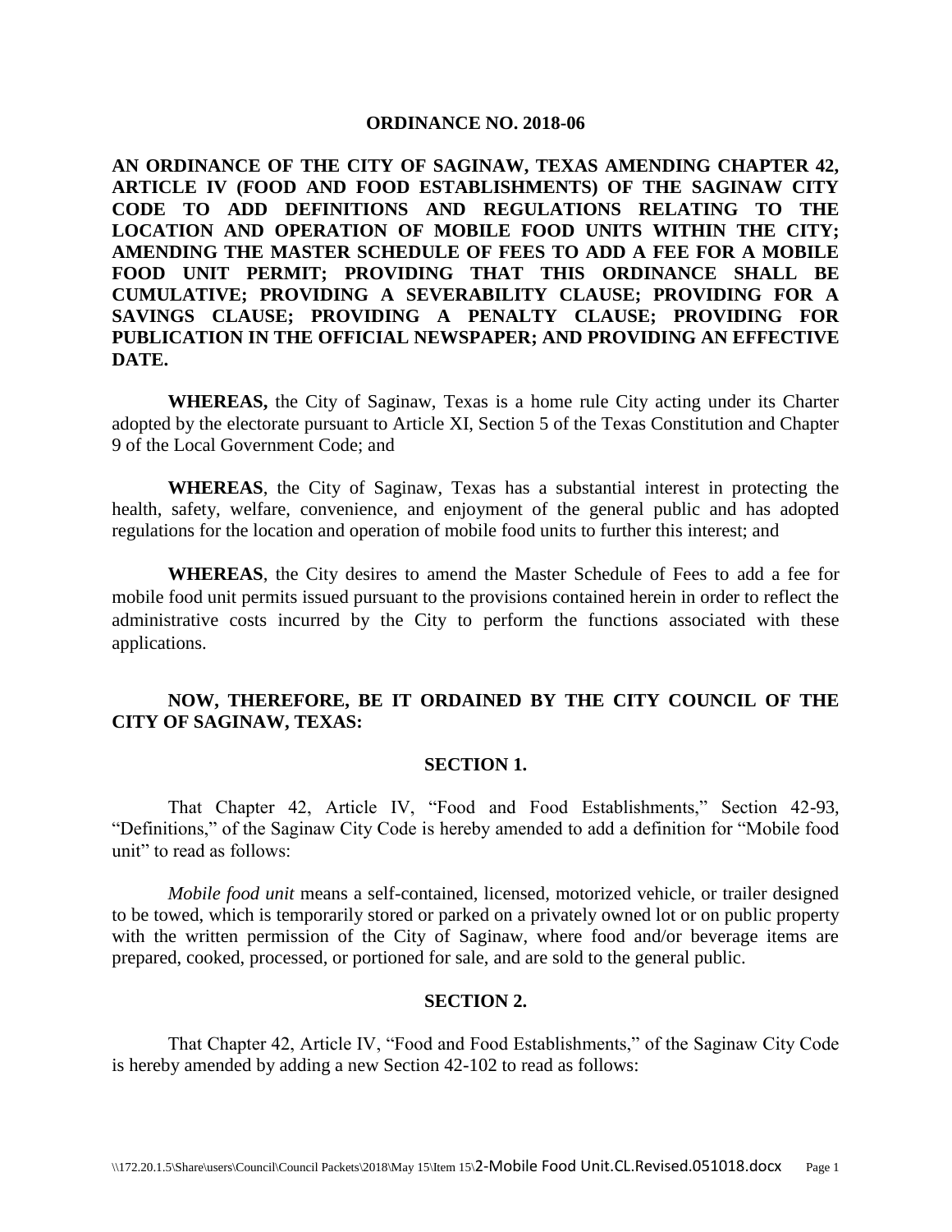**ORDINANCE NO. 2018-06**

**AN ORDINANCE OF THE CITY OF SAGINAW, TEXAS AMENDING CHAPTER 42, ARTICLE IV (FOOD AND FOOD ESTABLISHMENTS) OF THE SAGINAW CITY CODE TO ADD DEFINITIONS AND REGULATIONS RELATING TO THE LOCATION AND OPERATION OF MOBILE FOOD UNITS WITHIN THE CITY; AMENDING THE MASTER SCHEDULE OF FEES TO ADD A FEE FOR A MOBILE FOOD UNIT PERMIT; PROVIDING THAT THIS ORDINANCE SHALL BE CUMULATIVE; PROVIDING A SEVERABILITY CLAUSE; PROVIDING FOR A SAVINGS CLAUSE; PROVIDING A PENALTY CLAUSE; PROVIDING FOR PUBLICATION IN THE OFFICIAL NEWSPAPER; AND PROVIDING AN EFFECTIVE DATE.**

**WHEREAS,** the City of Saginaw, Texas is a home rule City acting under its Charter adopted by the electorate pursuant to Article XI, Section 5 of the Texas Constitution and Chapter 9 of the Local Government Code; and

**WHEREAS**, the City of Saginaw, Texas has a substantial interest in protecting the health, safety, welfare, convenience, and enjoyment of the general public and has adopted regulations for the location and operation of mobile food units to further this interest; and

**WHEREAS**, the City desires to amend the Master Schedule of Fees to add a fee for mobile food unit permits issued pursuant to the provisions contained herein in order to reflect the administrative costs incurred by the City to perform the functions associated with these applications.

**NOW, THEREFORE, BE IT ORDAINED BY THE CITY COUNCIL OF THE CITY OF SAGINAW, TEXAS:**

**SECTION 1.**

That Chapter 42, Article IV, "Food and Food Establishments," Section 42-93, "Definitions," of the Saginaw City Code is hereby amended to add a definition for "Mobile food unit" to read as follows:

*Mobile food unit* means a self-contained, licensed, motorized vehicle, or trailer designed to be towed, which is temporarily stored or parked on a privately owned lot or on public property with the written permission of the City of Saginaw, where food and/or beverage items are prepared, cooked, processed, or portioned for sale, and are sold to the general public.

**SECTION 2.**

That Chapter 42, Article IV, "Food and Food Establishments," of the Saginaw City Code is hereby amended by adding a new Section 42-102 to read as follows: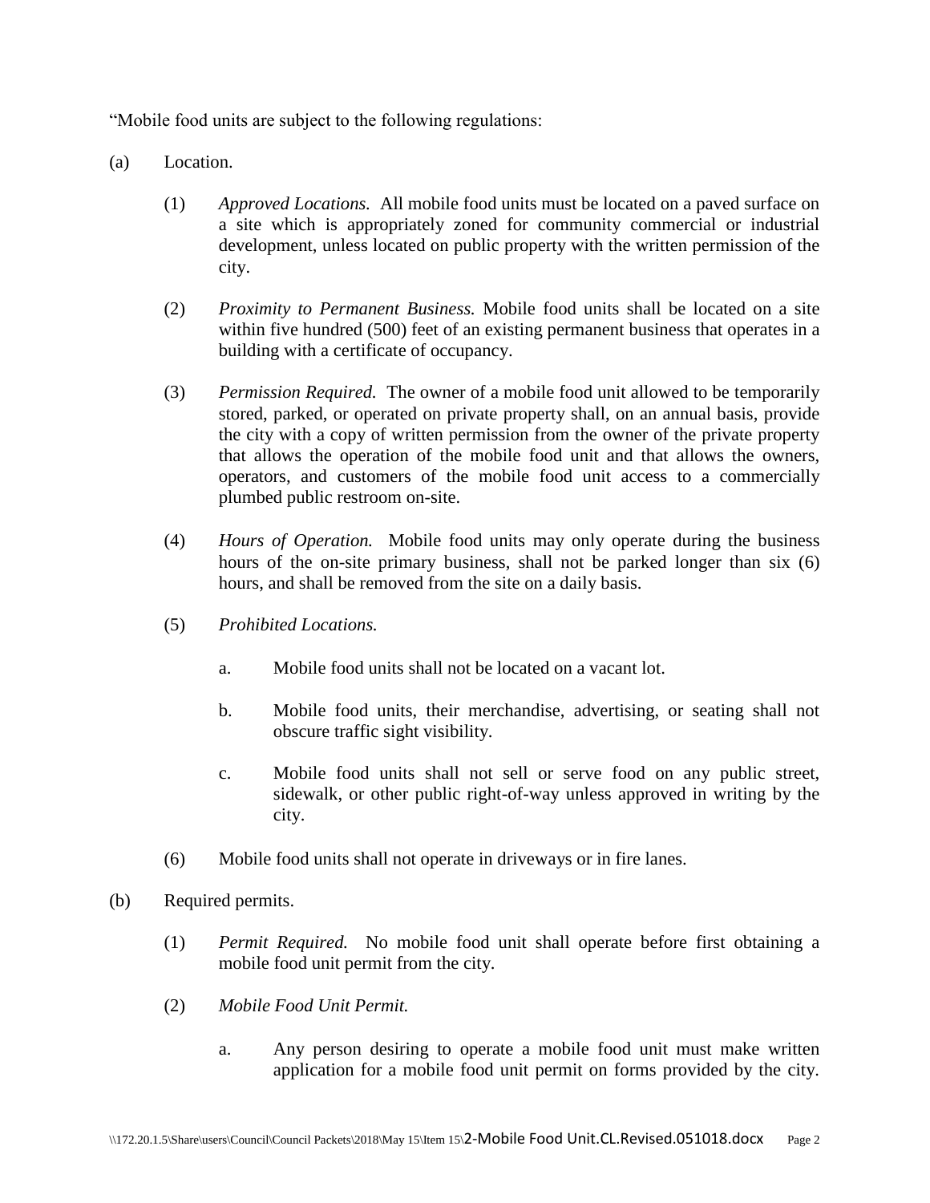"Mobile food units are subject to the following regulations:

(a) Location.

(1) *Approved Locations.* All mobile food units must be located on a paved surface on a site which is appropriately zoned for community commercial or industrial development, unless located on public property with the written permission of the city.

(2) *Proximity to Permanent Business.* Mobile food units shall be located on a site within five hundred (500) feet of an existing permanent business that operates in a building with a certificate of occupancy.

(3) *Permission Required.* The owner of a mobile food unit allowed to be temporarily stored, parked, or operated on private property shall, on an annual basis, provide the city with a copy of written permission from the owner of the private property that allows the operation of the mobile food unit and that allows the owners, operators, and customers of the mobile food unit access to a commercially plumbed public restroom on-site.

(4) *Hours of Operation.* Mobile food units may only operate during the business hours of the on-site primary business, shall not be parked longer than six (6) hours, and shall be removed from the site on a daily basis.

(5) *Prohibited Locations.*

a. Mobile food units shall not be located on a vacant lot.

b. Mobile food units, their merchandise, advertising, or seating shall not obscure traffic sight visibility.

c. Mobile food units shall not sell or serve food on any public street, sidewalk, or other public right-of-way unless approved in writing by the city.

(6) Mobile food units shall not operate in driveways or in fire lanes.

(b) Required permits.

(1) *Permit Required.* No mobile food unit shall operate before first obtaining a mobile food unit permit from the city.

(2) *Mobile Food Unit Permit.*

a. Any person desiring to operate a mobile food unit must make written application for a mobile food unit permit on forms provided by the city.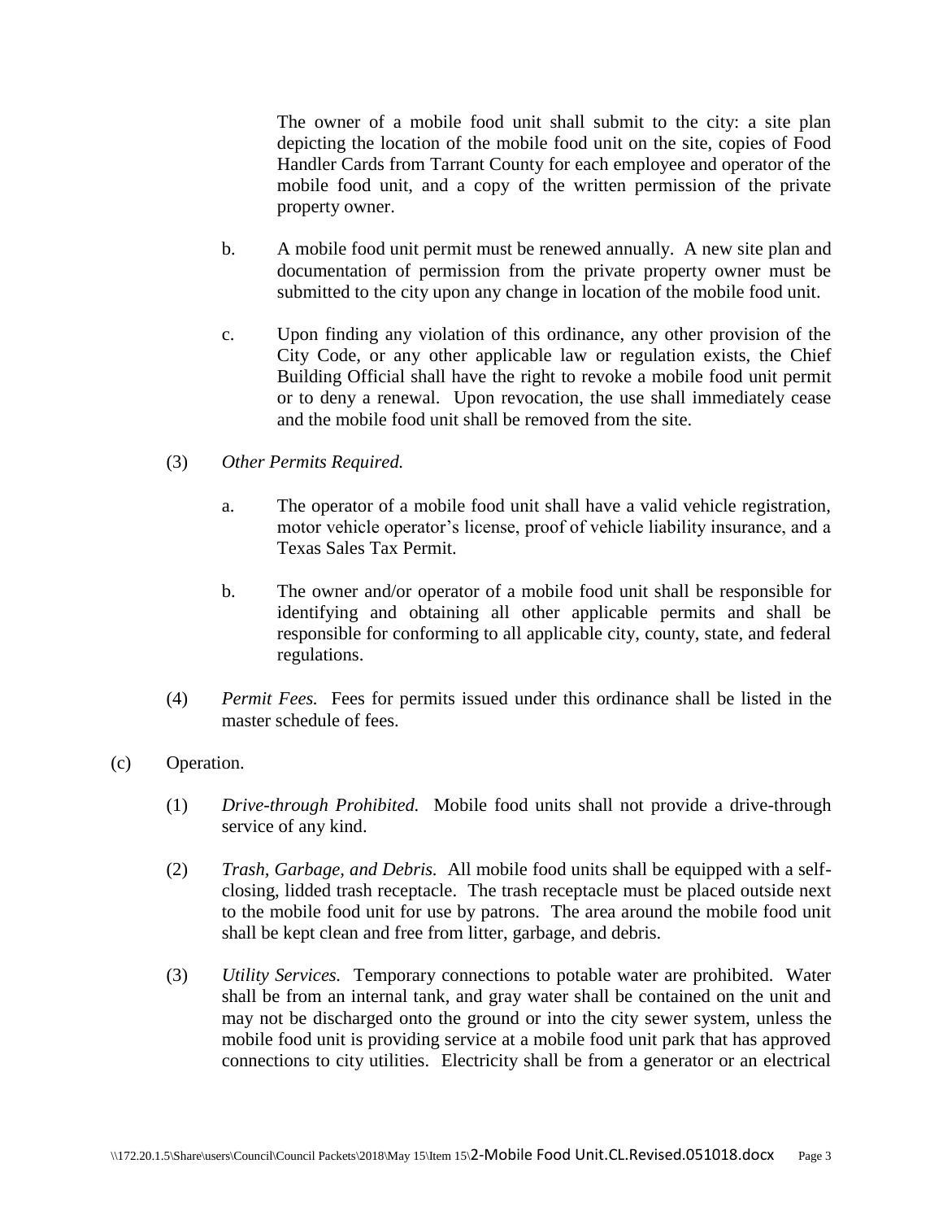The owner of a mobile food unit shall submit to the city: a site plan depicting the location of the mobile food unit on the site, copies of Food Handler Cards from Tarrant County for each employee and operator of the mobile food unit, and a copy of the written permission of the private property owner.

b. A mobile food unit permit must be renewed annually. A new site plan and documentation of permission from the private property owner must be submitted to the city upon any change in location of the mobile food unit.

c. Upon finding any violation of this ordinance, any other provision of the City Code, or any other applicable law or regulation exists, the Chief Building Official shall have the right to revoke a mobile food unit permit or to deny a renewal. Upon revocation, the use shall immediately cease and the mobile food unit shall be removed from the site.

(3) *Other Permits Required.*

a. The operator of a mobile food unit shall have a valid vehicle registration, motor vehicle operator's license, proof of vehicle liability insurance, and a Texas Sales Tax Permit.

b. The owner and/or operator of a mobile food unit shall be responsible for identifying and obtaining all other applicable permits and shall be responsible for conforming to all applicable city, county, state, and federal regulations.

(4) *Permit Fees.* Fees for permits issued under this ordinance shall be listed in the master schedule of fees.

(c) Operation.

(1) *Drive-through Prohibited.* Mobile food units shall not provide a drive-through service of any kind.

(2) *Trash, Garbage, and Debris.* All mobile food units shall be equipped with a self-closing, lidded trash receptacle. The trash receptacle must be placed outside next to the mobile food unit for use by patrons. The area around the mobile food unit shall be kept clean and free from litter, garbage, and debris.

(3) *Utility Services.* Temporary connections to potable water are prohibited. Water shall be from an internal tank, and gray water shall be contained on the unit and may not be discharged onto the ground or into the city sewer system, unless the mobile food unit is providing service at a mobile food unit park that has approved connections to city utilities. Electricity shall be from a generator or an electrical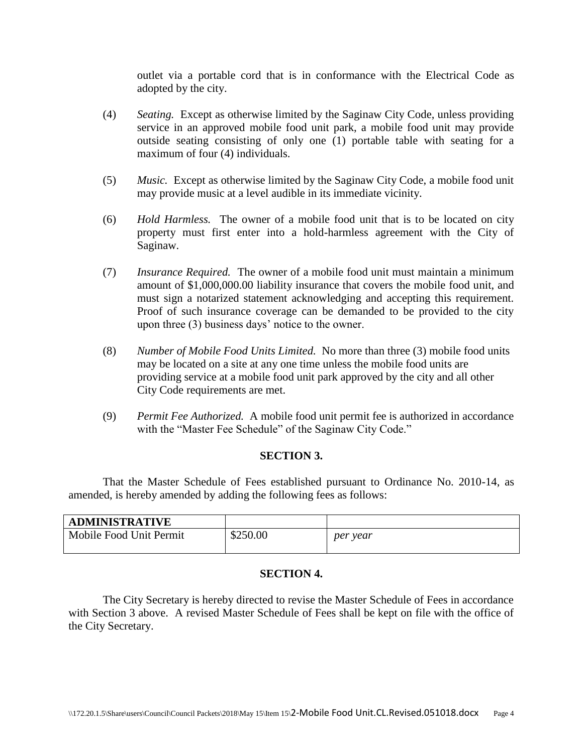outlet via a portable cord that is in conformance with the Electrical Code as adopted by the city.

(4) *Seating.* Except as otherwise limited by the Saginaw City Code, unless providing service in an approved mobile food unit park, a mobile food unit may provide outside seating consisting of only one (1) portable table with seating for a maximum of four (4) individuals.

(5) *Music.* Except as otherwise limited by the Saginaw City Code, a mobile food unit may provide music at a level audible in its immediate vicinity.

(6) *Hold Harmless.* The owner of a mobile food unit that is to be located on city property must first enter into a hold-harmless agreement with the City of Saginaw.

(7) *Insurance Required.* The owner of a mobile food unit must maintain a minimum amount of $1,000,000.00 liability insurance that covers the mobile food unit, and must sign a notarized statement acknowledging and accepting this requirement. Proof of such insurance coverage can be demanded to be provided to the city upon three (3) business days' notice to the owner.

(8) *Number of Mobile Food Units Limited.* No more than three (3) mobile food units may be located on a site at any one time unless the mobile food units are providing service at a mobile food unit park approved by the city and all other City Code requirements are met.

(9) *Permit Fee Authorized.* A mobile food unit permit fee is authorized in accordance with the "Master Fee Schedule" of the Saginaw City Code."

**SECTION 3.**

That the Master Schedule of Fees established pursuant to Ordinance No. 2010-14, as amended, is hereby amended by adding the following fees as follows:

| **ADMINISTRATIVE** | | |
|---|---|---|
| Mobile Food Unit Permit | $250.00 | *per year* |

**SECTION 4.**

The City Secretary is hereby directed to revise the Master Schedule of Fees in accordance with Section 3 above. A revised Master Schedule of Fees shall be kept on file with the office of the City Secretary.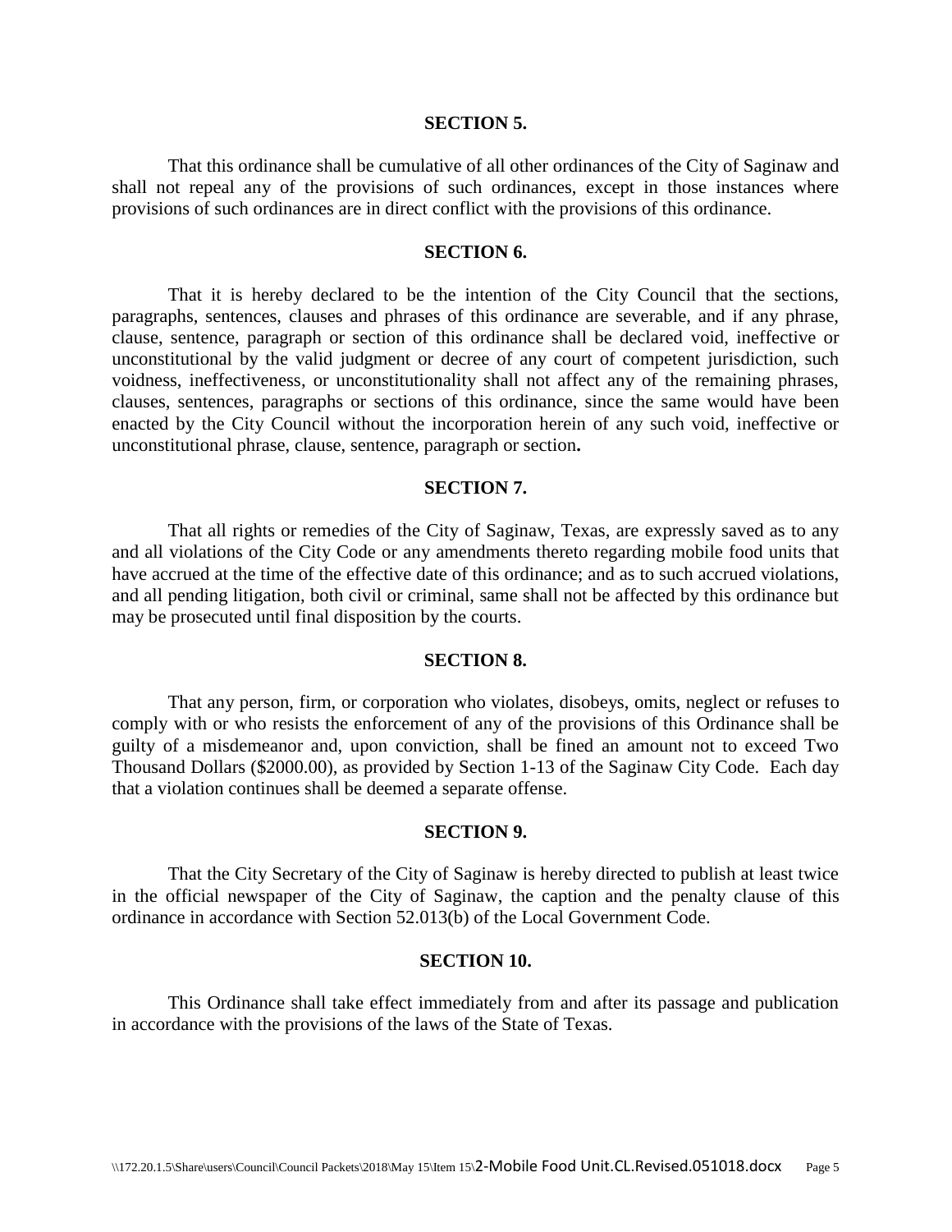**SECTION 5.**

That this ordinance shall be cumulative of all other ordinances of the City of Saginaw and shall not repeal any of the provisions of such ordinances, except in those instances where provisions of such ordinances are in direct conflict with the provisions of this ordinance.

**SECTION 6.**

That it is hereby declared to be the intention of the City Council that the sections, paragraphs, sentences, clauses and phrases of this ordinance are severable, and if any phrase, clause, sentence, paragraph or section of this ordinance shall be declared void, ineffective or unconstitutional by the valid judgment or decree of any court of competent jurisdiction, such voidness, ineffectiveness, or unconstitutionality shall not affect any of the remaining phrases, clauses, sentences, paragraphs or sections of this ordinance, since the same would have been enacted by the City Council without the incorporation herein of any such void, ineffective or unconstitutional phrase, clause, sentence, paragraph or section**.**

**SECTION 7.**

That all rights or remedies of the City of Saginaw, Texas, are expressly saved as to any and all violations of the City Code or any amendments thereto regarding mobile food units that have accrued at the time of the effective date of this ordinance; and as to such accrued violations, and all pending litigation, both civil or criminal, same shall not be affected by this ordinance but may be prosecuted until final disposition by the courts.

**SECTION 8.**

That any person, firm, or corporation who violates, disobeys, omits, neglect or refuses to comply with or who resists the enforcement of any of the provisions of this Ordinance shall be guilty of a misdemeanor and, upon conviction, shall be fined an amount not to exceed Two Thousand Dollars ($2000.00), as provided by Section 1-13 of the Saginaw City Code. Each day that a violation continues shall be deemed a separate offense.

**SECTION 9.**

That the City Secretary of the City of Saginaw is hereby directed to publish at least twice in the official newspaper of the City of Saginaw, the caption and the penalty clause of this ordinance in accordance with Section 52.013(b) of the Local Government Code.

**SECTION 10.**

This Ordinance shall take effect immediately from and after its passage and publication in accordance with the provisions of the laws of the State of Texas.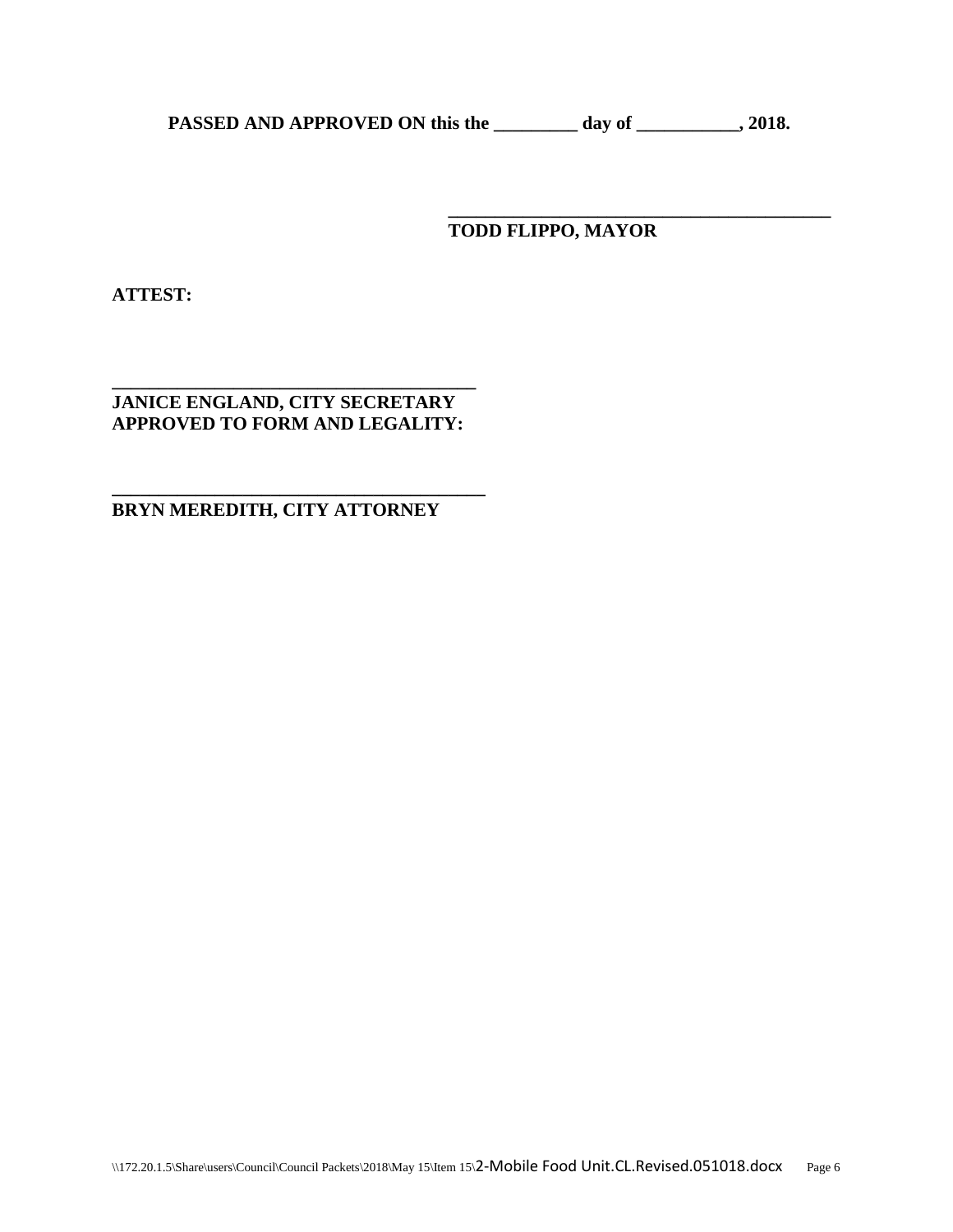**PASSED AND APPROVED ON this the _________ day of ___________, 2018.**

_________________________________________
**TODD FLIPPO, MAYOR**

**ATTEST:**

_______________________________________
**JANICE ENGLAND, CITY SECRETARY**
**APPROVED TO FORM AND LEGALITY:**

_______________________________________
**BRYN MEREDITH, CITY ATTORNEY**